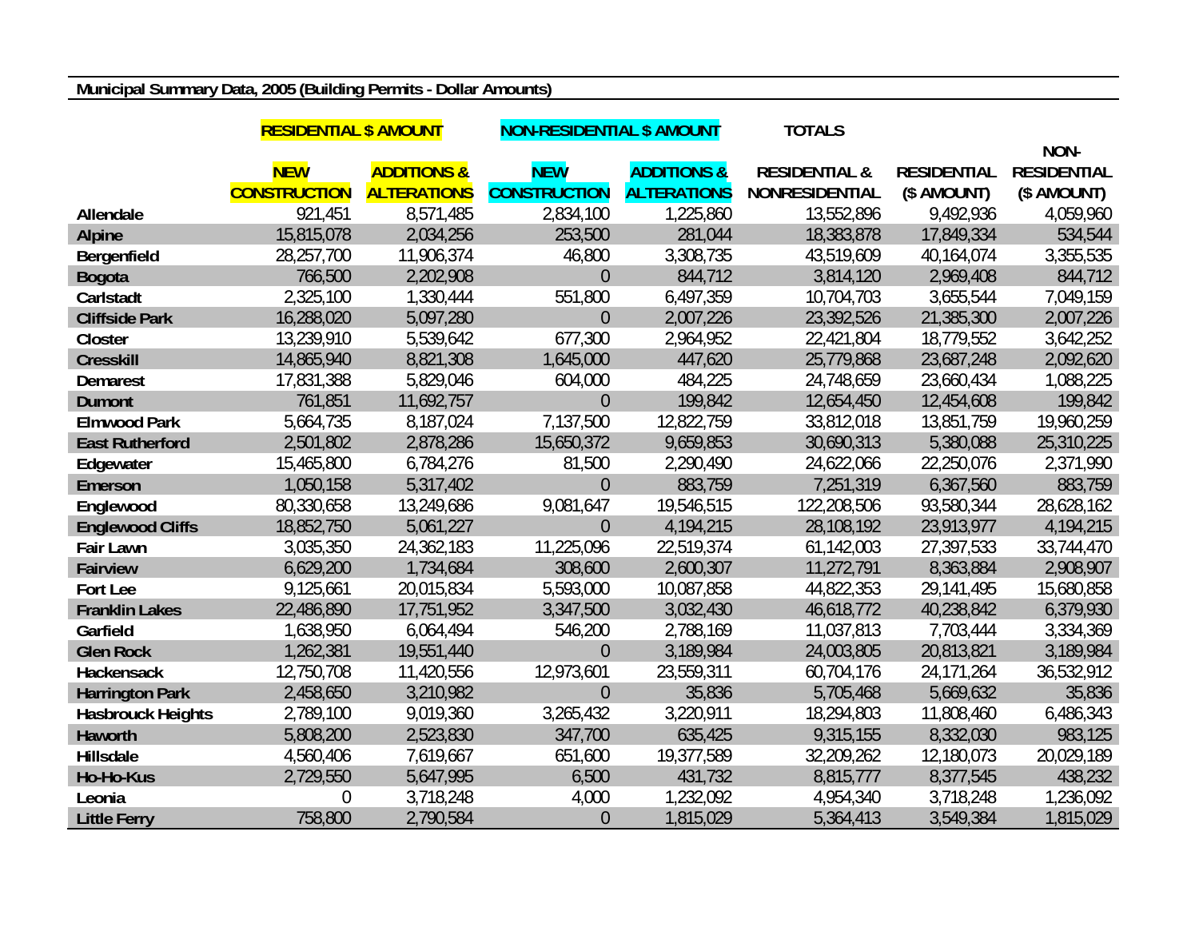**Municipal Summary Data, 2005 (Building Permits - Dollar Amounts)**

| | RESIDENTIAL $ AMOUNT | | NON-RESIDENTIAL $ AMOUNT | | TOTALS | | |
|---|---|---|---|---|---|---|---|
| | NEW CONSTRUCTION | ADDITIONS & ALTERATIONS | NEW CONSTRUCTION | ADDITIONS & ALTERATIONS | RESIDENTIAL & NONRESIDENTIAL | RESIDENTIAL ($ AMOUNT) | NON-RESIDENTIAL ($ AMOUNT) |
| **Allendale** | 921,451 | 8,571,485 | 2,834,100 | 1,225,860 | 13,552,896 | 9,492,936 | 4,059,960 |
| **Alpine** | 15,815,078 | 2,034,256 | 253,500 | 281,044 | 18,383,878 | 17,849,334 | 534,544 |
| **Bergenfield** | 28,257,700 | 11,906,374 | 46,800 | 3,308,735 | 43,519,609 | 40,164,074 | 3,355,535 |
| **Bogota** | 766,500 | 2,202,908 | 0 | 844,712 | 3,814,120 | 2,969,408 | 844,712 |
| **Carlstadt** | 2,325,100 | 1,330,444 | 551,800 | 6,497,359 | 10,704,703 | 3,655,544 | 7,049,159 |
| **Cliffside Park** | 16,288,020 | 5,097,280 | 0 | 2,007,226 | 23,392,526 | 21,385,300 | 2,007,226 |
| **Closter** | 13,239,910 | 5,539,642 | 677,300 | 2,964,952 | 22,421,804 | 18,779,552 | 3,642,252 |
| **Cresskill** | 14,865,940 | 8,821,308 | 1,645,000 | 447,620 | 25,779,868 | 23,687,248 | 2,092,620 |
| **Demarest** | 17,831,388 | 5,829,046 | 604,000 | 484,225 | 24,748,659 | 23,660,434 | 1,088,225 |
| **Dumont** | 761,851 | 11,692,757 | 0 | 199,842 | 12,654,450 | 12,454,608 | 199,842 |
| **Elmwood Park** | 5,664,735 | 8,187,024 | 7,137,500 | 12,822,759 | 33,812,018 | 13,851,759 | 19,960,259 |
| **East Rutherford** | 2,501,802 | 2,878,286 | 15,650,372 | 9,659,853 | 30,690,313 | 5,380,088 | 25,310,225 |
| **Edgewater** | 15,465,800 | 6,784,276 | 81,500 | 2,290,490 | 24,622,066 | 22,250,076 | 2,371,990 |
| **Emerson** | 1,050,158 | 5,317,402 | 0 | 883,759 | 7,251,319 | 6,367,560 | 883,759 |
| **Englewood** | 80,330,658 | 13,249,686 | 9,081,647 | 19,546,515 | 122,208,506 | 93,580,344 | 28,628,162 |
| **Englewood Cliffs** | 18,852,750 | 5,061,227 | 0 | 4,194,215 | 28,108,192 | 23,913,977 | 4,194,215 |
| **Fair Lawn** | 3,035,350 | 24,362,183 | 11,225,096 | 22,519,374 | 61,142,003 | 27,397,533 | 33,744,470 |
| **Fairview** | 6,629,200 | 1,734,684 | 308,600 | 2,600,307 | 11,272,791 | 8,363,884 | 2,908,907 |
| **Fort Lee** | 9,125,661 | 20,015,834 | 5,593,000 | 10,087,858 | 44,822,353 | 29,141,495 | 15,680,858 |
| **Franklin Lakes** | 22,486,890 | 17,751,952 | 3,347,500 | 3,032,430 | 46,618,772 | 40,238,842 | 6,379,930 |
| **Garfield** | 1,638,950 | 6,064,494 | 546,200 | 2,788,169 | 11,037,813 | 7,703,444 | 3,334,369 |
| **Glen Rock** | 1,262,381 | 19,551,440 | 0 | 3,189,984 | 24,003,805 | 20,813,821 | 3,189,984 |
| **Hackensack** | 12,750,708 | 11,420,556 | 12,973,601 | 23,559,311 | 60,704,176 | 24,171,264 | 36,532,912 |
| **Harrington Park** | 2,458,650 | 3,210,982 | 0 | 35,836 | 5,705,468 | 5,669,632 | 35,836 |
| **Hasbrouck Heights** | 2,789,100 | 9,019,360 | 3,265,432 | 3,220,911 | 18,294,803 | 11,808,460 | 6,486,343 |
| **Haworth** | 5,808,200 | 2,523,830 | 347,700 | 635,425 | 9,315,155 | 8,332,030 | 983,125 |
| **Hillsdale** | 4,560,406 | 7,619,667 | 651,600 | 19,377,589 | 32,209,262 | 12,180,073 | 20,029,189 |
| **Ho-Ho-Kus** | 2,729,550 | 5,647,995 | 6,500 | 431,732 | 8,815,777 | 8,377,545 | 438,232 |
| **Leonia** | 0 | 3,718,248 | 4,000 | 1,232,092 | 4,954,340 | 3,718,248 | 1,236,092 |
| **Little Ferry** | 758,800 | 2,790,584 | 0 | 1,815,029 | 5,364,413 | 3,549,384 | 1,815,029 |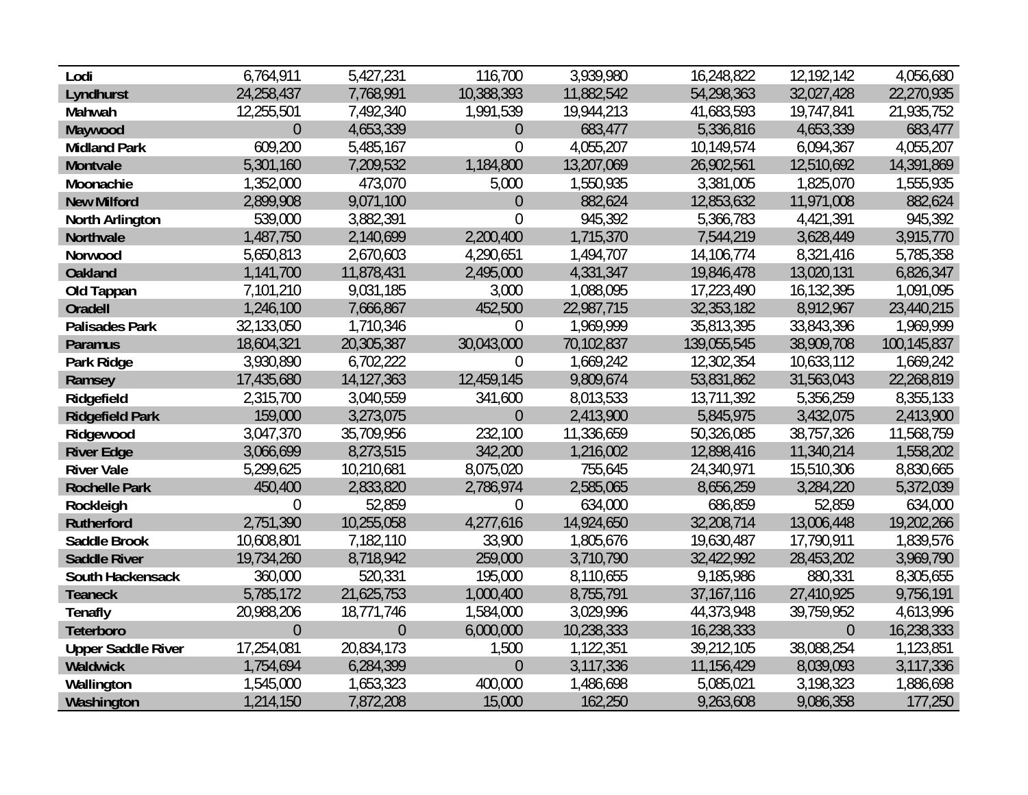| | | | | | | | |
|---|---|---|---|---|---|---|---|
| **Lodi** | 6,764,911 | 5,427,231 | 116,700 | 3,939,980 | 16,248,822 | 12,192,142 | 4,056,680 |
| **Lyndhurst** | 24,258,437 | 7,768,991 | 10,388,393 | 11,882,542 | 54,298,363 | 32,027,428 | 22,270,935 |
| **Mahwah** | 12,255,501 | 7,492,340 | 1,991,539 | 19,944,213 | 41,683,593 | 19,747,841 | 21,935,752 |
| **Maywood** | 0 | 4,653,339 | 0 | 683,477 | 5,336,816 | 4,653,339 | 683,477 |
| **Midland Park** | 609,200 | 5,485,167 | 0 | 4,055,207 | 10,149,574 | 6,094,367 | 4,055,207 |
| **Montvale** | 5,301,160 | 7,209,532 | 1,184,800 | 13,207,069 | 26,902,561 | 12,510,692 | 14,391,869 |
| **Moonachie** | 1,352,000 | 473,070 | 5,000 | 1,550,935 | 3,381,005 | 1,825,070 | 1,555,935 |
| **New Milford** | 2,899,908 | 9,071,100 | 0 | 882,624 | 12,853,632 | 11,971,008 | 882,624 |
| **North Arlington** | 539,000 | 3,882,391 | 0 | 945,392 | 5,366,783 | 4,421,391 | 945,392 |
| **Northvale** | 1,487,750 | 2,140,699 | 2,200,400 | 1,715,370 | 7,544,219 | 3,628,449 | 3,915,770 |
| **Norwood** | 5,650,813 | 2,670,603 | 4,290,651 | 1,494,707 | 14,106,774 | 8,321,416 | 5,785,358 |
| **Oakland** | 1,141,700 | 11,878,431 | 2,495,000 | 4,331,347 | 19,846,478 | 13,020,131 | 6,826,347 |
| **Old Tappan** | 7,101,210 | 9,031,185 | 3,000 | 1,088,095 | 17,223,490 | 16,132,395 | 1,091,095 |
| **Oradell** | 1,246,100 | 7,666,867 | 452,500 | 22,987,715 | 32,353,182 | 8,912,967 | 23,440,215 |
| **Palisades Park** | 32,133,050 | 1,710,346 | 0 | 1,969,999 | 35,813,395 | 33,843,396 | 1,969,999 |
| **Paramus** | 18,604,321 | 20,305,387 | 30,043,000 | 70,102,837 | 139,055,545 | 38,909,708 | 100,145,837 |
| **Park Ridge** | 3,930,890 | 6,702,222 | 0 | 1,669,242 | 12,302,354 | 10,633,112 | 1,669,242 |
| **Ramsey** | 17,435,680 | 14,127,363 | 12,459,145 | 9,809,674 | 53,831,862 | 31,563,043 | 22,268,819 |
| **Ridgefield** | 2,315,700 | 3,040,559 | 341,600 | 8,013,533 | 13,711,392 | 5,356,259 | 8,355,133 |
| **Ridgefield Park** | 159,000 | 3,273,075 | 0 | 2,413,900 | 5,845,975 | 3,432,075 | 2,413,900 |
| **Ridgewood** | 3,047,370 | 35,709,956 | 232,100 | 11,336,659 | 50,326,085 | 38,757,326 | 11,568,759 |
| **River Edge** | 3,066,699 | 8,273,515 | 342,200 | 1,216,002 | 12,898,416 | 11,340,214 | 1,558,202 |
| **River Vale** | 5,299,625 | 10,210,681 | 8,075,020 | 755,645 | 24,340,971 | 15,510,306 | 8,830,665 |
| **Rochelle Park** | 450,400 | 2,833,820 | 2,786,974 | 2,585,065 | 8,656,259 | 3,284,220 | 5,372,039 |
| **Rockleigh** | 0 | 52,859 | 0 | 634,000 | 686,859 | 52,859 | 634,000 |
| **Rutherford** | 2,751,390 | 10,255,058 | 4,277,616 | 14,924,650 | 32,208,714 | 13,006,448 | 19,202,266 |
| **Saddle Brook** | 10,608,801 | 7,182,110 | 33,900 | 1,805,676 | 19,630,487 | 17,790,911 | 1,839,576 |
| **Saddle River** | 19,734,260 | 8,718,942 | 259,000 | 3,710,790 | 32,422,992 | 28,453,202 | 3,969,790 |
| **South Hackensack** | 360,000 | 520,331 | 195,000 | 8,110,655 | 9,185,986 | 880,331 | 8,305,655 |
| **Teaneck** | 5,785,172 | 21,625,753 | 1,000,400 | 8,755,791 | 37,167,116 | 27,410,925 | 9,756,191 |
| **Tenafly** | 20,988,206 | 18,771,746 | 1,584,000 | 3,029,996 | 44,373,948 | 39,759,952 | 4,613,996 |
| **Teterboro** | 0 | 0 | 6,000,000 | 10,238,333 | 16,238,333 | 0 | 16,238,333 |
| **Upper Saddle River** | 17,254,081 | 20,834,173 | 1,500 | 1,122,351 | 39,212,105 | 38,088,254 | 1,123,851 |
| **Waldwick** | 1,754,694 | 6,284,399 | 0 | 3,117,336 | 11,156,429 | 8,039,093 | 3,117,336 |
| **Wallington** | 1,545,000 | 1,653,323 | 400,000 | 1,486,698 | 5,085,021 | 3,198,323 | 1,886,698 |
| **Washington** | 1,214,150 | 7,872,208 | 15,000 | 162,250 | 9,263,608 | 9,086,358 | 177,250 |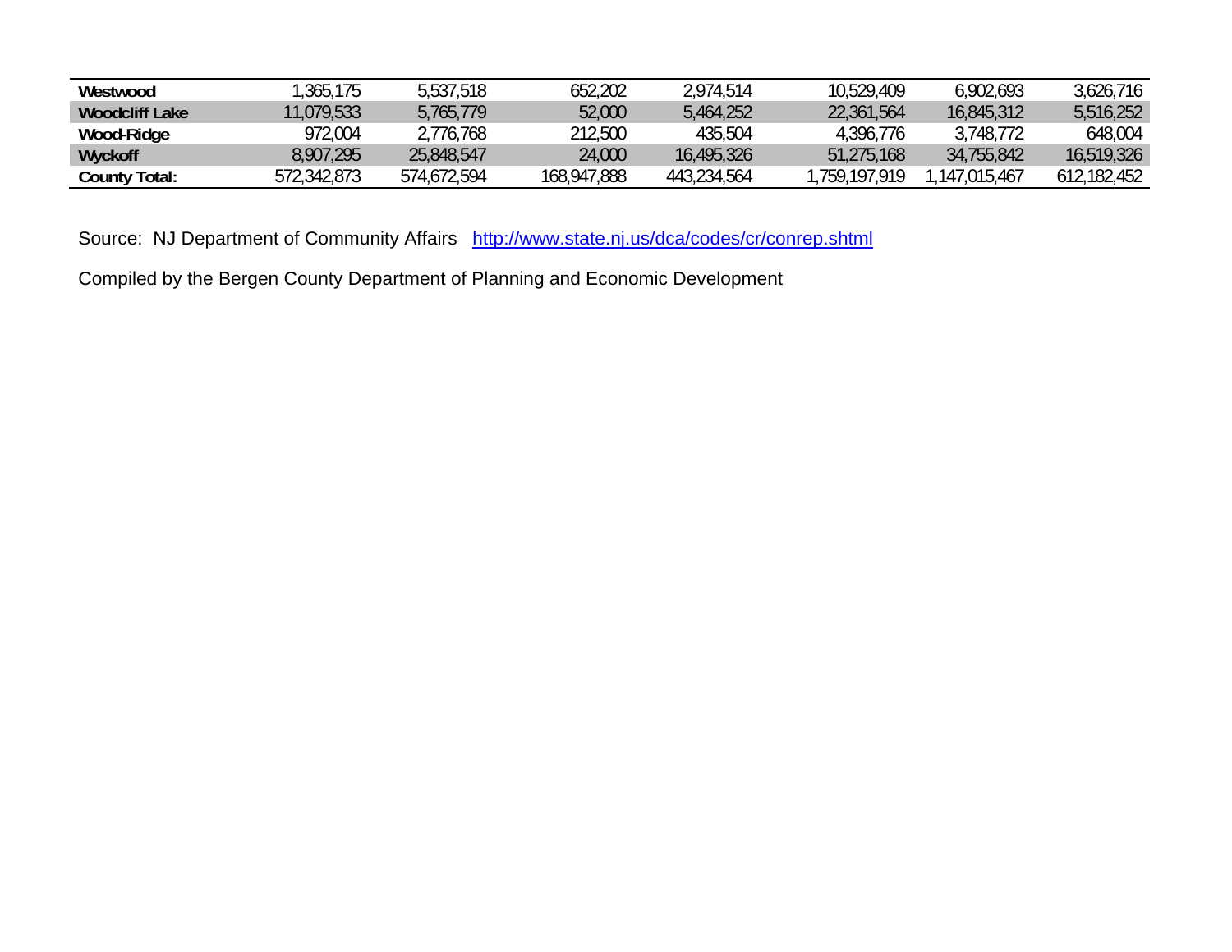| | | | | | | | |
|---|---|---|---|---|---|---|---|
| **Westwood** | 1,365,175 | 5,537,518 | 652,202 | 2,974,514 | 10,529,409 | 6,902,693 | 3,626,716 |
| **Woodcliff Lake** | 11,079,533 | 5,765,779 | 52,000 | 5,464,252 | 22,361,564 | 16,845,312 | 5,516,252 |
| **Wood-Ridge** | 972,004 | 2,776,768 | 212,500 | 435,504 | 4,396,776 | 3,748,772 | 648,004 |
| **Wyckoff** | 8,907,295 | 25,848,547 | 24,000 | 16,495,326 | 51,275,168 | 34,755,842 | 16,519,326 |
| **County Total:** | 572,342,873 | 574,672,594 | 168,947,888 | 443,234,564 | 1,759,197,919 | 1,147,015,467 | 612,182,452 |

Source: NJ Department of Community Affairs http://www.state.nj.us/dca/codes/cr/conrep.shtml

Compiled by the Bergen County Department of Planning and Economic Development